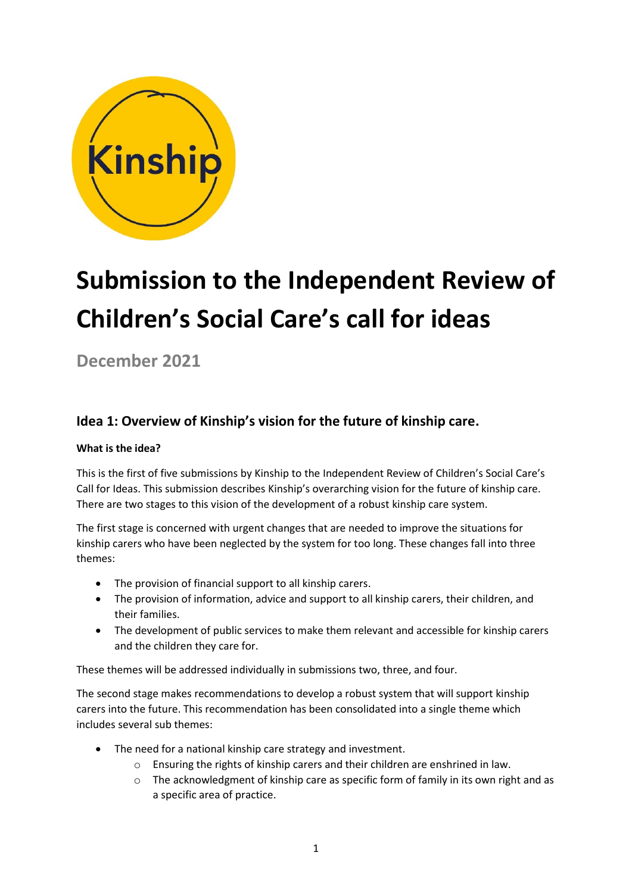# Submission to the Independent Review of Children's Social Care's call for ideas

**December 2021**

## Idea 1: Overview of Kinship's vision for the future of kinship care.

**What is the idea?**

This is the first of five submissions by Kinship to the Independent Review of Children's Social Care's Call for Ideas. This submission describes Kinship's overarching vision for the future of kinship care. There are two stages to this vision of the development of a robust kinship care system.

The first stage is concerned with urgent changes that are needed to improve the situations for kinship carers who have been neglected by the system for too long. These changes fall into three themes:

- The provision of financial support to all kinship carers.
- The provision of information, advice and support to all kinship carers, their children, and their families.
- The development of public services to make them relevant and accessible for kinship carers and the children they care for.

These themes will be addressed individually in submissions two, three, and four.

The second stage makes recommendations to develop a robust system that will support kinship carers into the future. This recommendation has been consolidated into a single theme which includes several sub themes:

- The need for a national kinship care strategy and investment.
  - Ensuring the rights of kinship carers and their children are enshrined in law.
  - The acknowledgment of kinship care as specific form of family in its own right and as a specific area of practice.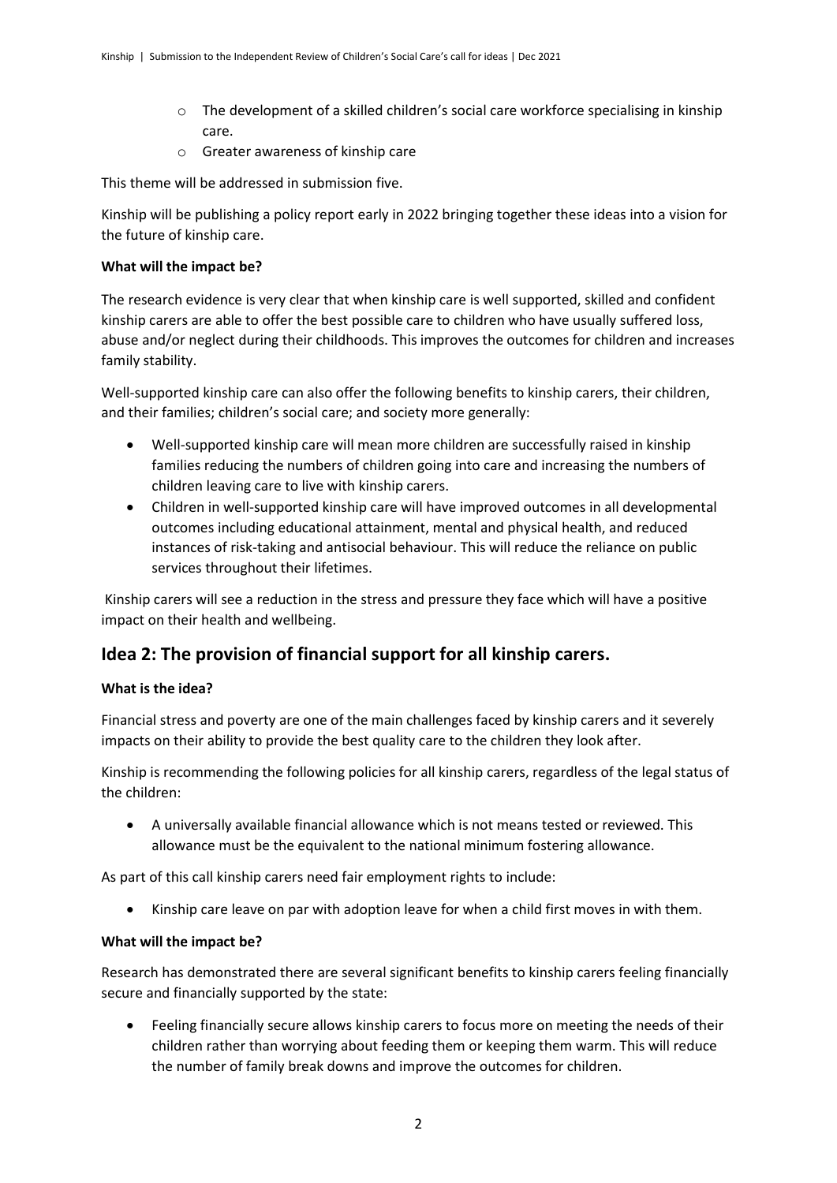- The development of a skilled children's social care workforce specialising in kinship care.
  - Greater awareness of kinship care

This theme will be addressed in submission five.

Kinship will be publishing a policy report early in 2022 bringing together these ideas into a vision for the future of kinship care.

**What will the impact be?**

The research evidence is very clear that when kinship care is well supported, skilled and confident kinship carers are able to offer the best possible care to children who have usually suffered loss, abuse and/or neglect during their childhoods. This improves the outcomes for children and increases family stability.

Well-supported kinship care can also offer the following benefits to kinship carers, their children, and their families; children's social care; and society more generally:

- Well-supported kinship care will mean more children are successfully raised in kinship families reducing the numbers of children going into care and increasing the numbers of children leaving care to live with kinship carers.
- Children in well-supported kinship care will have improved outcomes in all developmental outcomes including educational attainment, mental and physical health, and reduced instances of risk-taking and antisocial behaviour. This will reduce the reliance on public services throughout their lifetimes.

Kinship carers will see a reduction in the stress and pressure they face which will have a positive impact on their health and wellbeing.

## Idea 2: The provision of financial support for all kinship carers.

**What is the idea?**

Financial stress and poverty are one of the main challenges faced by kinship carers and it severely impacts on their ability to provide the best quality care to the children they look after.

Kinship is recommending the following policies for all kinship carers, regardless of the legal status of the children:

- A universally available financial allowance which is not means tested or reviewed. This allowance must be the equivalent to the national minimum fostering allowance.

As part of this call kinship carers need fair employment rights to include:

- Kinship care leave on par with adoption leave for when a child first moves in with them.

**What will the impact be?**

Research has demonstrated there are several significant benefits to kinship carers feeling financially secure and financially supported by the state:

- Feeling financially secure allows kinship carers to focus more on meeting the needs of their children rather than worrying about feeding them or keeping them warm. This will reduce the number of family break downs and improve the outcomes for children.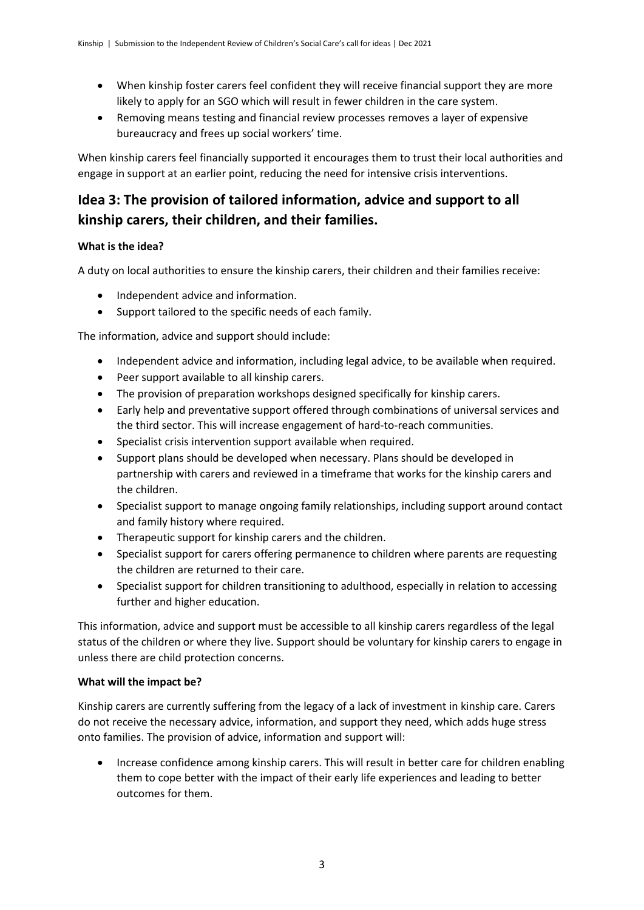- When kinship foster carers feel confident they will receive financial support they are more likely to apply for an SGO which will result in fewer children in the care system.
- Removing means testing and financial review processes removes a layer of expensive bureaucracy and frees up social workers' time.

When kinship carers feel financially supported it encourages them to trust their local authorities and engage in support at an earlier point, reducing the need for intensive crisis interventions.

## Idea 3: The provision of tailored information, advice and support to all kinship carers, their children, and their families.

**What is the idea?**

A duty on local authorities to ensure the kinship carers, their children and their families receive:

- Independent advice and information.
- Support tailored to the specific needs of each family.

The information, advice and support should include:

- Independent advice and information, including legal advice, to be available when required.
- Peer support available to all kinship carers.
- The provision of preparation workshops designed specifically for kinship carers.
- Early help and preventative support offered through combinations of universal services and the third sector. This will increase engagement of hard-to-reach communities.
- Specialist crisis intervention support available when required.
- Support plans should be developed when necessary. Plans should be developed in partnership with carers and reviewed in a timeframe that works for the kinship carers and the children.
- Specialist support to manage ongoing family relationships, including support around contact and family history where required.
- Therapeutic support for kinship carers and the children.
- Specialist support for carers offering permanence to children where parents are requesting the children are returned to their care.
- Specialist support for children transitioning to adulthood, especially in relation to accessing further and higher education.

This information, advice and support must be accessible to all kinship carers regardless of the legal status of the children or where they live. Support should be voluntary for kinship carers to engage in unless there are child protection concerns.

**What will the impact be?**

Kinship carers are currently suffering from the legacy of a lack of investment in kinship care. Carers do not receive the necessary advice, information, and support they need, which adds huge stress onto families. The provision of advice, information and support will:

- Increase confidence among kinship carers. This will result in better care for children enabling them to cope better with the impact of their early life experiences and leading to better outcomes for them.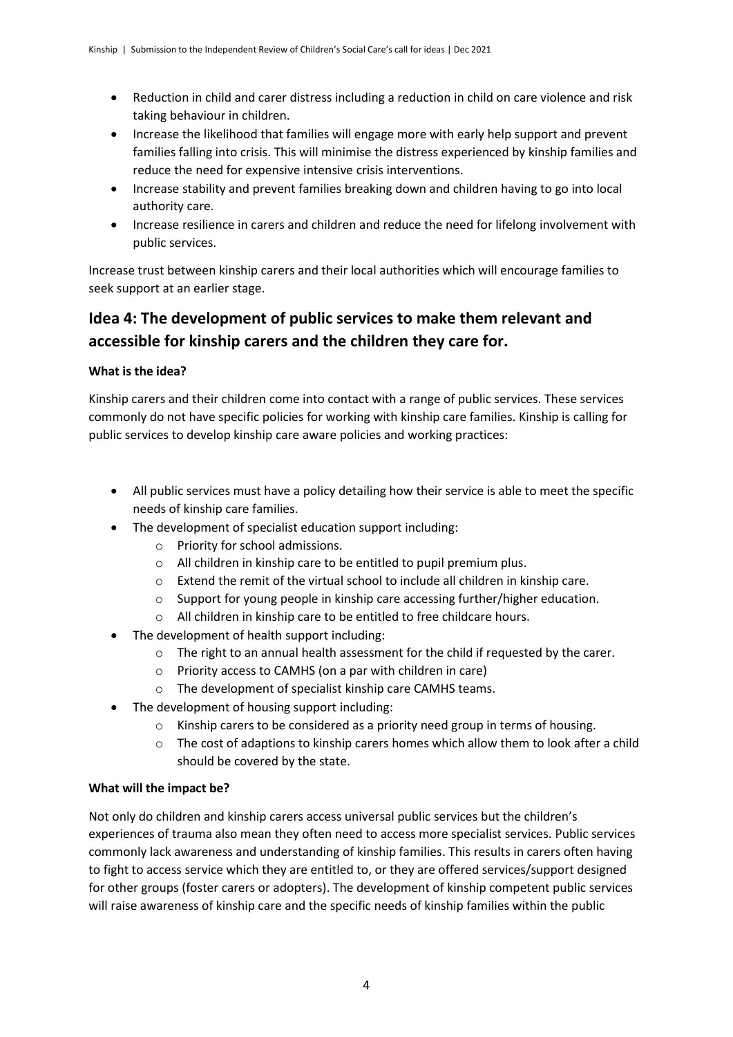- Reduction in child and carer distress including a reduction in child on care violence and risk taking behaviour in children.
- Increase the likelihood that families will engage more with early help support and prevent families falling into crisis. This will minimise the distress experienced by kinship families and reduce the need for expensive intensive crisis interventions.
- Increase stability and prevent families breaking down and children having to go into local authority care.
- Increase resilience in carers and children and reduce the need for lifelong involvement with public services.

Increase trust between kinship carers and their local authorities which will encourage families to seek support at an earlier stage.

## Idea 4: The development of public services to make them relevant and accessible for kinship carers and the children they care for.

**What is the idea?**

Kinship carers and their children come into contact with a range of public services. These services commonly do not have specific policies for working with kinship care families. Kinship is calling for public services to develop kinship care aware policies and working practices:

- All public services must have a policy detailing how their service is able to meet the specific needs of kinship care families.
- The development of specialist education support including:
  - Priority for school admissions.
  - All children in kinship care to be entitled to pupil premium plus.
  - Extend the remit of the virtual school to include all children in kinship care.
  - Support for young people in kinship care accessing further/higher education.
  - All children in kinship care to be entitled to free childcare hours.
- The development of health support including:
  - The right to an annual health assessment for the child if requested by the carer.
  - Priority access to CAMHS (on a par with children in care)
  - The development of specialist kinship care CAMHS teams.
- The development of housing support including:
  - Kinship carers to be considered as a priority need group in terms of housing.
  - The cost of adaptions to kinship carers homes which allow them to look after a child should be covered by the state.

**What will the impact be?**

Not only do children and kinship carers access universal public services but the children's experiences of trauma also mean they often need to access more specialist services. Public services commonly lack awareness and understanding of kinship families. This results in carers often having to fight to access service which they are entitled to, or they are offered services/support designed for other groups (foster carers or adopters). The development of kinship competent public services will raise awareness of kinship care and the specific needs of kinship families within the public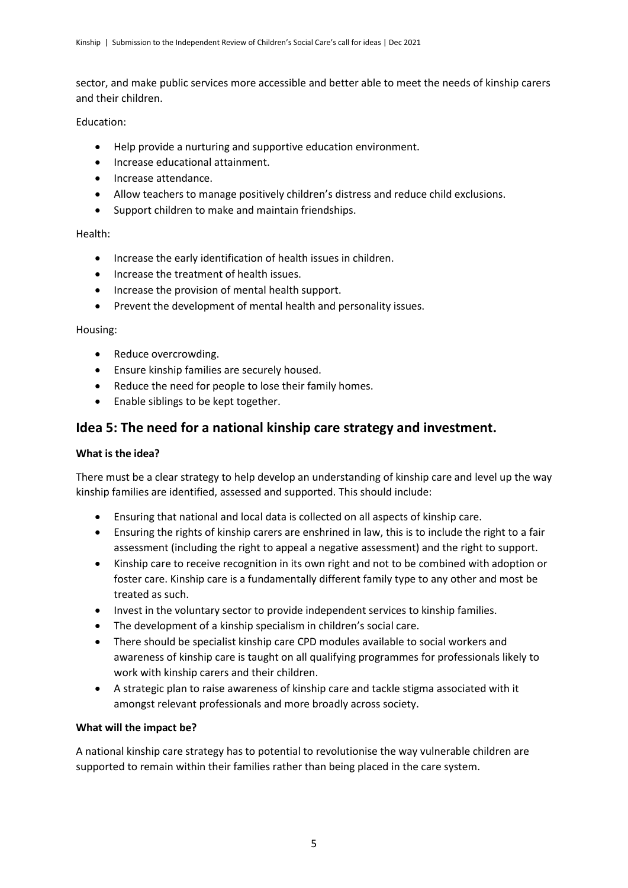sector, and make public services more accessible and better able to meet the needs of kinship carers and their children.

Education:

- Help provide a nurturing and supportive education environment.
- Increase educational attainment.
- Increase attendance.
- Allow teachers to manage positively children's distress and reduce child exclusions.
- Support children to make and maintain friendships.

Health:

- Increase the early identification of health issues in children.
- Increase the treatment of health issues.
- Increase the provision of mental health support.
- Prevent the development of mental health and personality issues.

Housing:

- Reduce overcrowding.
- Ensure kinship families are securely housed.
- Reduce the need for people to lose their family homes.
- Enable siblings to be kept together.

## Idea 5: The need for a national kinship care strategy and investment.

**What is the idea?**

There must be a clear strategy to help develop an understanding of kinship care and level up the way kinship families are identified, assessed and supported. This should include:

- Ensuring that national and local data is collected on all aspects of kinship care.
- Ensuring the rights of kinship carers are enshrined in law, this is to include the right to a fair assessment (including the right to appeal a negative assessment) and the right to support.
- Kinship care to receive recognition in its own right and not to be combined with adoption or foster care. Kinship care is a fundamentally different family type to any other and most be treated as such.
- Invest in the voluntary sector to provide independent services to kinship families.
- The development of a kinship specialism in children's social care.
- There should be specialist kinship care CPD modules available to social workers and awareness of kinship care is taught on all qualifying programmes for professionals likely to work with kinship carers and their children.
- A strategic plan to raise awareness of kinship care and tackle stigma associated with it amongst relevant professionals and more broadly across society.

**What will the impact be?**

A national kinship care strategy has to potential to revolutionise the way vulnerable children are supported to remain within their families rather than being placed in the care system.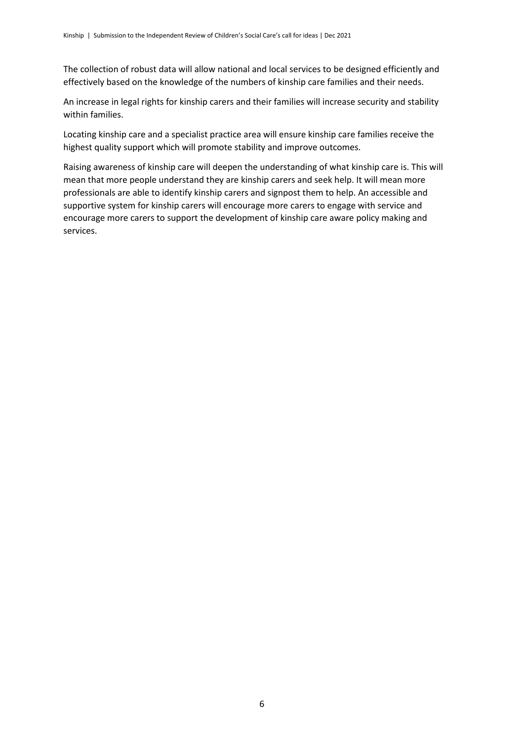The collection of robust data will allow national and local services to be designed efficiently and effectively based on the knowledge of the numbers of kinship care families and their needs.

An increase in legal rights for kinship carers and their families will increase security and stability within families.

Locating kinship care and a specialist practice area will ensure kinship care families receive the highest quality support which will promote stability and improve outcomes.

Raising awareness of kinship care will deepen the understanding of what kinship care is. This will mean that more people understand they are kinship carers and seek help. It will mean more professionals are able to identify kinship carers and signpost them to help. An accessible and supportive system for kinship carers will encourage more carers to engage with service and encourage more carers to support the development of kinship care aware policy making and services.